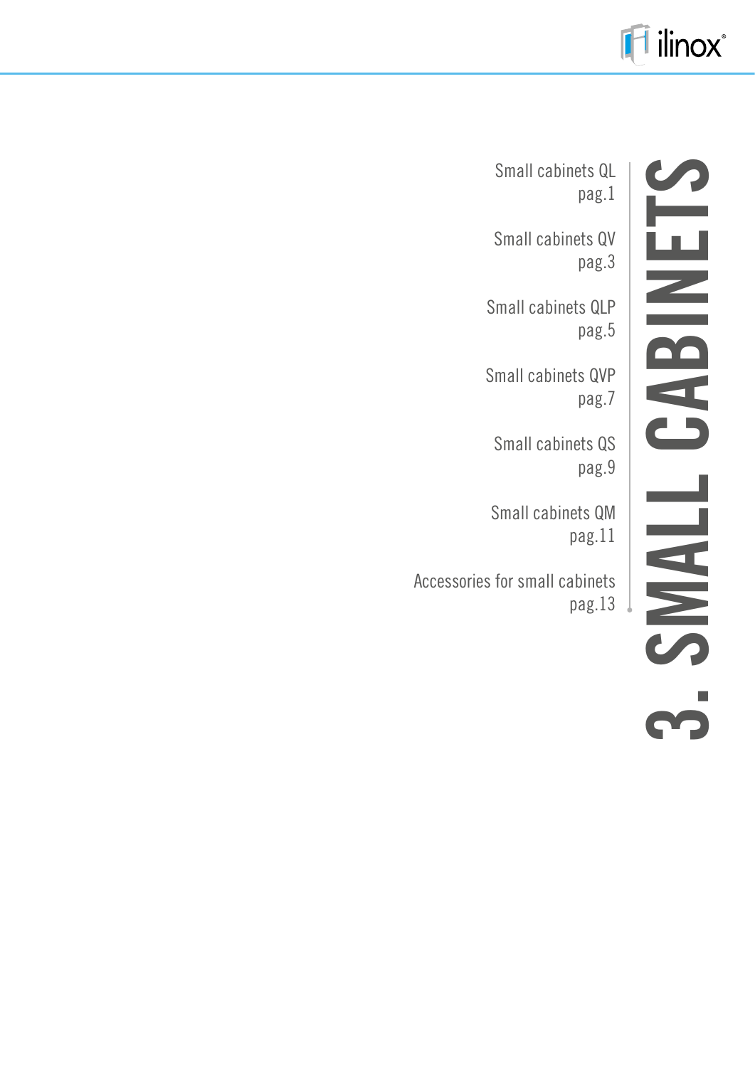# 3. SMALL CABINETS

Small cabinets QL
pag.1

Small cabinets QV
pag.3

Small cabinets QLP
pag.5

Small cabinets QVP
pag.7

Small cabinets QS
pag.9

Small cabinets QM
pag.11

Accessories for small cabinets
pag.13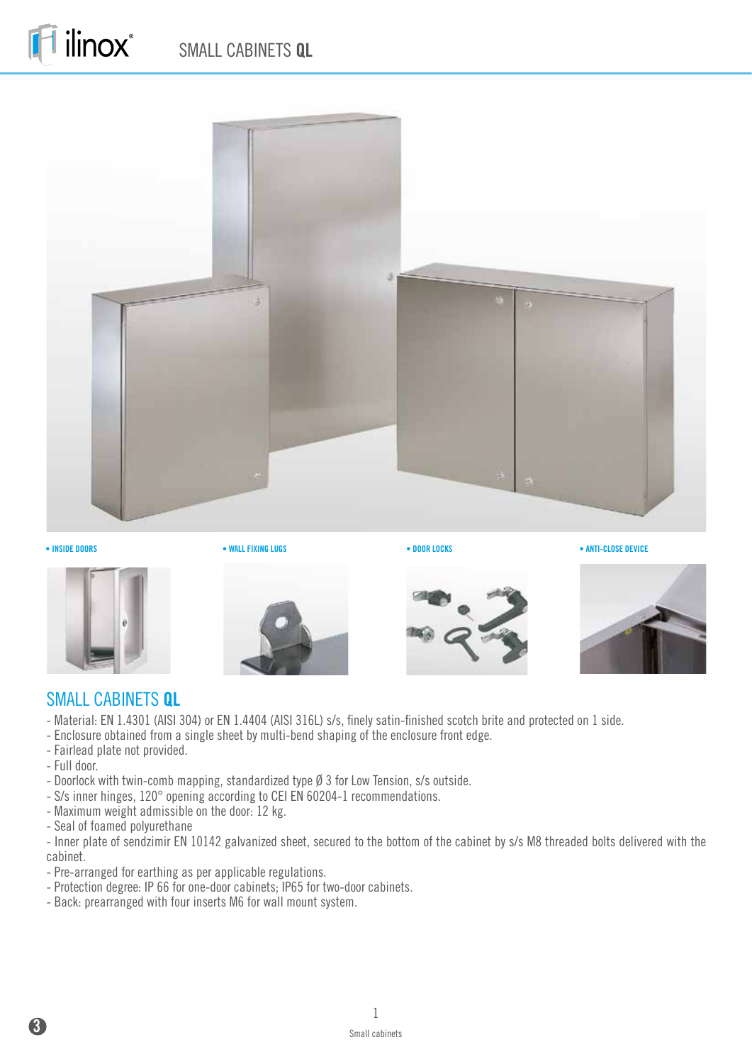• INSIDE DOORS

• WALL FIXING LUGS

• DOOR LOCKS

• ANTI-CLOSE DEVICE

## SMALL CABINETS **QL**

- Material: EN 1.4301 (AISI 304) or EN 1.4404 (AISI 316L) s/s, finely satin-finished scotch brite and protected on 1 side.
- Enclosure obtained from a single sheet by multi-bend shaping of the enclosure front edge.
- Fairlead plate not provided.
- Full door.
- Doorlock with twin-comb mapping, standardized type Ø 3 for Low Tension, s/s outside.
- S/s inner hinges, 120° opening according to CEI EN 60204-1 recommendations.
- Maximum weight admissible on the door: 12 kg.
- Seal of foamed polyurethane
- Inner plate of sendzimir EN 10142 galvanized sheet, secured to the bottom of the cabinet by s/s M8 threaded bolts delivered with the cabinet.
- Pre-arranged for earthing as per applicable regulations.
- Protection degree: IP 66 for one-door cabinets; IP65 for two-door cabinets.
- Back: prearranged with four inserts M6 for wall mount system.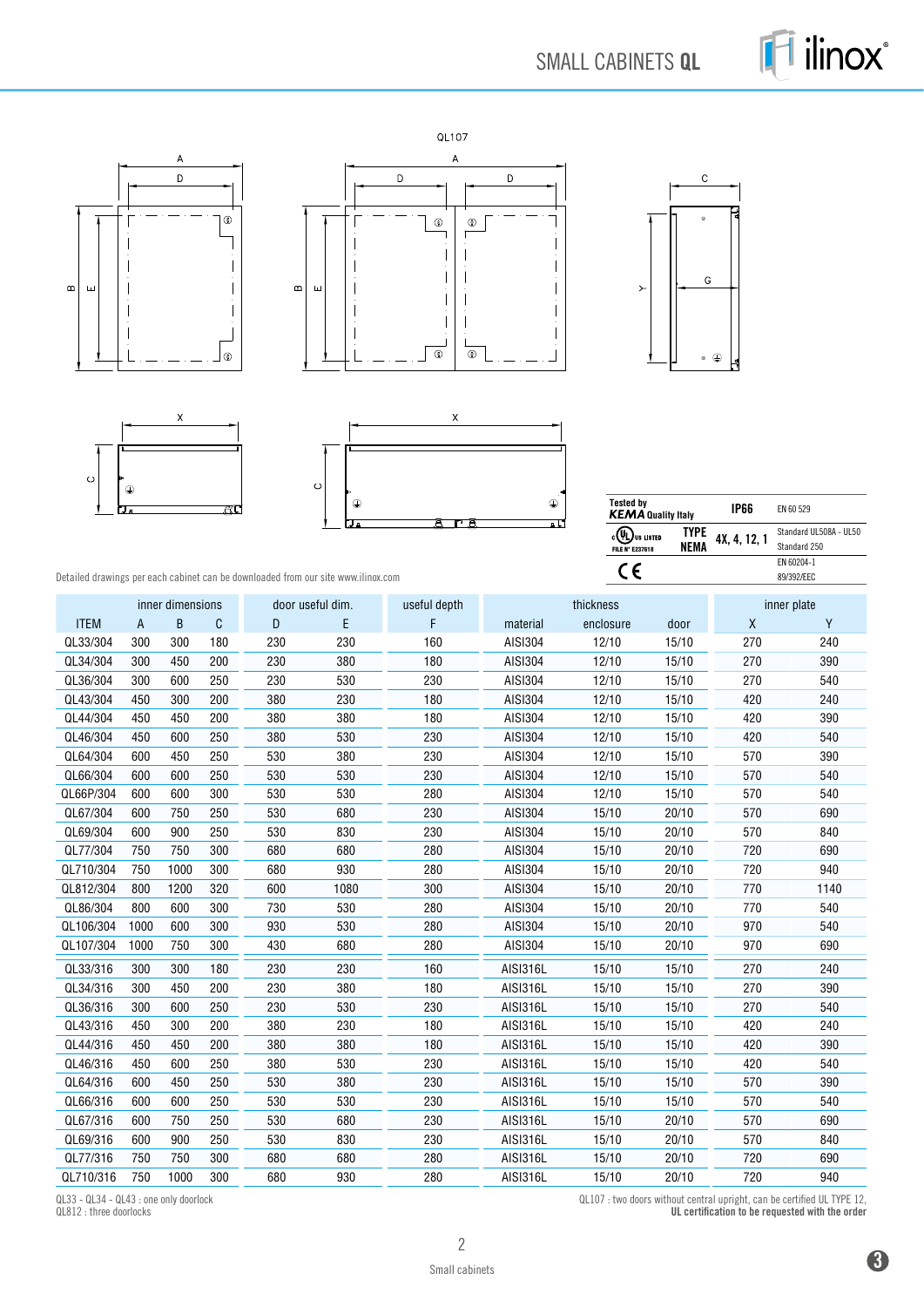# SMALL CABINETS **QL**

QL107

| Tested by KEMA Quality Italy | IP66 | EN 60 529 |
|---|---|---|
| c UL us LISTED FILE N° E237618 — TYPE NEMA | 4X, 4, 12, 1 | Standard UL508A - UL50 Standard 250 |
| CE | | EN 60204-1 89/392/EEC |

Detailed drawings per each cabinet can be downloaded from our site www.ilinox.com

| | inner dimensions | | | door useful dim. | | useful depth | thickness | | | inner plate | |
|---|---|---|---|---|---|---|---|---|---|---|---|
| ITEM | A | B | C | D | E | F | material | enclosure | door | X | Y |
| QL33/304 | 300 | 300 | 180 | 230 | 230 | 160 | AISI304 | 12/10 | 15/10 | 270 | 240 |
| QL34/304 | 300 | 450 | 200 | 230 | 380 | 180 | AISI304 | 12/10 | 15/10 | 270 | 390 |
| QL36/304 | 300 | 600 | 250 | 230 | 530 | 230 | AISI304 | 12/10 | 15/10 | 270 | 540 |
| QL43/304 | 450 | 300 | 200 | 380 | 230 | 180 | AISI304 | 12/10 | 15/10 | 420 | 240 |
| QL44/304 | 450 | 450 | 200 | 380 | 380 | 180 | AISI304 | 12/10 | 15/10 | 420 | 390 |
| QL46/304 | 450 | 600 | 250 | 380 | 530 | 230 | AISI304 | 12/10 | 15/10 | 420 | 540 |
| QL64/304 | 600 | 450 | 250 | 530 | 380 | 230 | AISI304 | 12/10 | 15/10 | 570 | 390 |
| QL66/304 | 600 | 600 | 250 | 530 | 530 | 230 | AISI304 | 12/10 | 15/10 | 570 | 540 |
| QL66P/304 | 600 | 600 | 300 | 530 | 530 | 280 | AISI304 | 12/10 | 15/10 | 570 | 540 |
| QL67/304 | 600 | 750 | 250 | 530 | 680 | 230 | AISI304 | 15/10 | 20/10 | 570 | 690 |
| QL69/304 | 600 | 900 | 250 | 530 | 830 | 230 | AISI304 | 15/10 | 20/10 | 570 | 840 |
| QL77/304 | 750 | 750 | 300 | 680 | 680 | 280 | AISI304 | 15/10 | 20/10 | 720 | 690 |
| QL710/304 | 750 | 1000 | 300 | 680 | 930 | 280 | AISI304 | 15/10 | 20/10 | 720 | 940 |
| QL812/304 | 800 | 1200 | 320 | 600 | 1080 | 300 | AISI304 | 15/10 | 20/10 | 770 | 1140 |
| QL86/304 | 800 | 600 | 300 | 730 | 530 | 280 | AISI304 | 15/10 | 20/10 | 770 | 540 |
| QL106/304 | 1000 | 600 | 300 | 930 | 530 | 280 | AISI304 | 15/10 | 20/10 | 970 | 540 |
| QL107/304 | 1000 | 750 | 300 | 430 | 680 | 280 | AISI304 | 15/10 | 20/10 | 970 | 690 |
| QL33/316 | 300 | 300 | 180 | 230 | 230 | 160 | AISI316L | 15/10 | 15/10 | 270 | 240 |
| QL34/316 | 300 | 450 | 200 | 230 | 380 | 180 | AISI316L | 15/10 | 15/10 | 270 | 390 |
| QL36/316 | 300 | 600 | 250 | 230 | 530 | 230 | AISI316L | 15/10 | 15/10 | 270 | 540 |
| QL43/316 | 450 | 300 | 200 | 380 | 230 | 180 | AISI316L | 15/10 | 15/10 | 420 | 240 |
| QL44/316 | 450 | 450 | 200 | 380 | 380 | 180 | AISI316L | 15/10 | 15/10 | 420 | 390 |
| QL46/316 | 450 | 600 | 250 | 380 | 530 | 230 | AISI316L | 15/10 | 15/10 | 420 | 540 |
| QL64/316 | 600 | 450 | 250 | 530 | 380 | 230 | AISI316L | 15/10 | 15/10 | 570 | 390 |
| QL66/316 | 600 | 600 | 250 | 530 | 530 | 230 | AISI316L | 15/10 | 15/10 | 570 | 540 |
| QL67/316 | 600 | 750 | 250 | 530 | 680 | 230 | AISI316L | 15/10 | 20/10 | 570 | 690 |
| QL69/316 | 600 | 900 | 250 | 530 | 830 | 230 | AISI316L | 15/10 | 20/10 | 570 | 840 |
| QL77/316 | 750 | 750 | 300 | 680 | 680 | 280 | AISI316L | 15/10 | 20/10 | 720 | 690 |
| QL710/316 | 750 | 1000 | 300 | 680 | 930 | 280 | AISI316L | 15/10 | 20/10 | 720 | 940 |

QL33 - QL34 - QL43 : one only doorlock
QL812 : three doorlocks

QL107 : two doors without central upright, can be certified UL TYPE 12,
**UL certification to be requested with the order**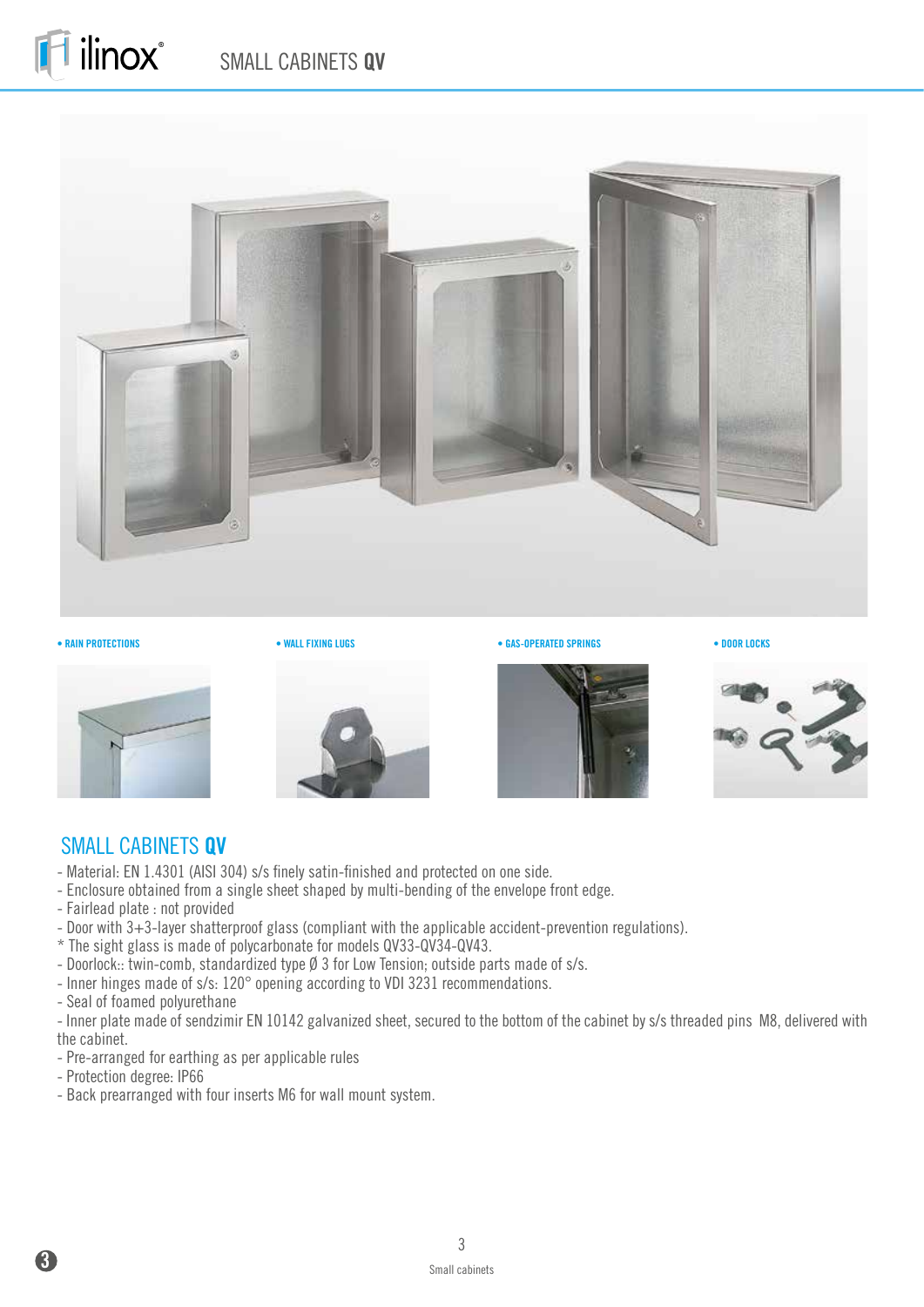• RAIN PROTECTIONS

• WALL FIXING LUGS

• GAS-OPERATED SPRINGS

• DOOR LOCKS

## SMALL CABINETS **QV**

- Material: EN 1.4301 (AISI 304) s/s finely satin-finished and protected on one side.
- Enclosure obtained from a single sheet shaped by multi-bending of the envelope front edge.
- Fairlead plate : not provided
- Door with 3+3-layer shatterproof glass (compliant with the applicable accident-prevention regulations).

* The sight glass is made of polycarbonate for models QV33-QV34-QV43.

- Doorlock:: twin-comb, standardized type Ø 3 for Low Tension; outside parts made of s/s.
- Inner hinges made of s/s: 120° opening according to VDI 3231 recommendations.
- Seal of foamed polyurethane
- Inner plate made of sendzimir EN 10142 galvanized sheet, secured to the bottom of the cabinet by s/s threaded pins M8, delivered with the cabinet.
- Pre-arranged for earthing as per applicable rules
- Protection degree: IP66
- Back prearranged with four inserts M6 for wall mount system.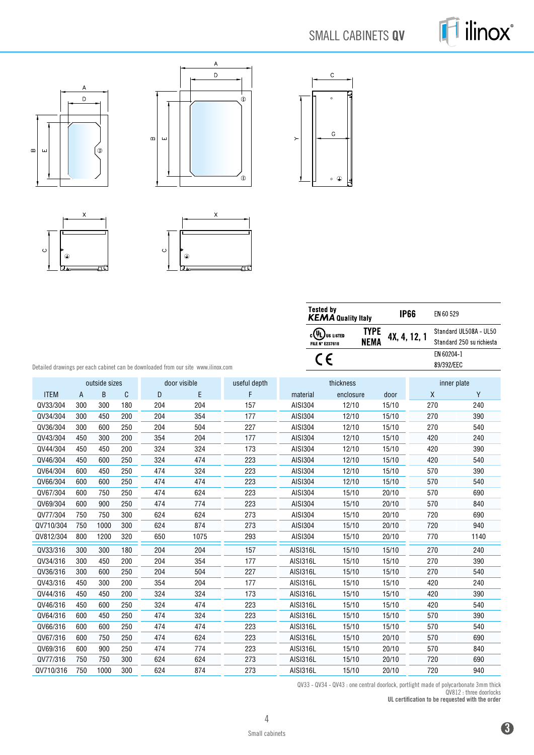# SMALL CABINETS **QV**

| Tested by *KEMA* Quality Italy | IP66 | EN 60 529 |
|---|---|---|
| cULus LISTED FILE N° E237618 — TYPE NEMA | 4X, 4, 12, 1 | Standard UL508A - UL50 Standard 250 su richiesta |
| CE | | EN 60204-1 89/392/EEC |

Detailed drawings per each cabinet can be downloaded from our site www.ilinox.com

| | outside sizes | | | door visible | | useful depth | thickness | | | inner plate | |
|---|---|---|---|---|---|---|---|---|---|---|---|
| ITEM | A | B | C | D | E | F | material | enclosure | door | X | Y |
| QV33/304 | 300 | 300 | 180 | 204 | 204 | 157 | AISI304 | 12/10 | 15/10 | 270 | 240 |
| QV34/304 | 300 | 450 | 200 | 204 | 354 | 177 | AISI304 | 12/10 | 15/10 | 270 | 390 |
| QV36/304 | 300 | 600 | 250 | 204 | 504 | 227 | AISI304 | 12/10 | 15/10 | 270 | 540 |
| QV43/304 | 450 | 300 | 200 | 354 | 204 | 177 | AISI304 | 12/10 | 15/10 | 420 | 240 |
| QV44/304 | 450 | 450 | 200 | 324 | 324 | 173 | AISI304 | 12/10 | 15/10 | 420 | 390 |
| QV46/304 | 450 | 600 | 250 | 324 | 474 | 223 | AISI304 | 12/10 | 15/10 | 420 | 540 |
| QV64/304 | 600 | 450 | 250 | 474 | 324 | 223 | AISI304 | 12/10 | 15/10 | 570 | 390 |
| QV66/304 | 600 | 600 | 250 | 474 | 474 | 223 | AISI304 | 12/10 | 15/10 | 570 | 540 |
| QV67/304 | 600 | 750 | 250 | 474 | 624 | 223 | AISI304 | 15/10 | 20/10 | 570 | 690 |
| QV69/304 | 600 | 900 | 250 | 474 | 774 | 223 | AISI304 | 15/10 | 20/10 | 570 | 840 |
| QV77/304 | 750 | 750 | 300 | 624 | 624 | 273 | AISI304 | 15/10 | 20/10 | 720 | 690 |
| QV710/304 | 750 | 1000 | 300 | 624 | 874 | 273 | AISI304 | 15/10 | 20/10 | 720 | 940 |
| QV812/304 | 800 | 1200 | 320 | 650 | 1075 | 293 | AISI304 | 15/10 | 20/10 | 770 | 1140 |
| QV33/316 | 300 | 300 | 180 | 204 | 204 | 157 | AISI316L | 15/10 | 15/10 | 270 | 240 |
| QV34/316 | 300 | 450 | 200 | 204 | 354 | 177 | AISI316L | 15/10 | 15/10 | 270 | 390 |
| QV36/316 | 300 | 600 | 250 | 204 | 504 | 227 | AISI316L | 15/10 | 15/10 | 270 | 540 |
| QV43/316 | 450 | 300 | 200 | 354 | 204 | 177 | AISI316L | 15/10 | 15/10 | 420 | 240 |
| QV44/316 | 450 | 450 | 200 | 324 | 324 | 173 | AISI316L | 15/10 | 15/10 | 420 | 390 |
| QV46/316 | 450 | 600 | 250 | 324 | 474 | 223 | AISI316L | 15/10 | 15/10 | 420 | 540 |
| QV64/316 | 600 | 450 | 250 | 474 | 324 | 223 | AISI316L | 15/10 | 15/10 | 570 | 390 |
| QV66/316 | 600 | 600 | 250 | 474 | 474 | 223 | AISI316L | 15/10 | 15/10 | 570 | 540 |
| QV67/316 | 600 | 750 | 250 | 474 | 624 | 223 | AISI316L | 15/10 | 20/10 | 570 | 690 |
| QV69/316 | 600 | 900 | 250 | 474 | 774 | 223 | AISI316L | 15/10 | 20/10 | 570 | 840 |
| QV77/316 | 750 | 750 | 300 | 624 | 624 | 273 | AISI316L | 15/10 | 20/10 | 720 | 690 |
| QV710/316 | 750 | 1000 | 300 | 624 | 874 | 273 | AISI316L | 15/10 | 20/10 | 720 | 940 |

QV33 - QV34 - QV43 : one central doorlock, portlight made of polycarbonate 3mm thick
QV812 : three doorlocks
**UL certification to be requested with the order**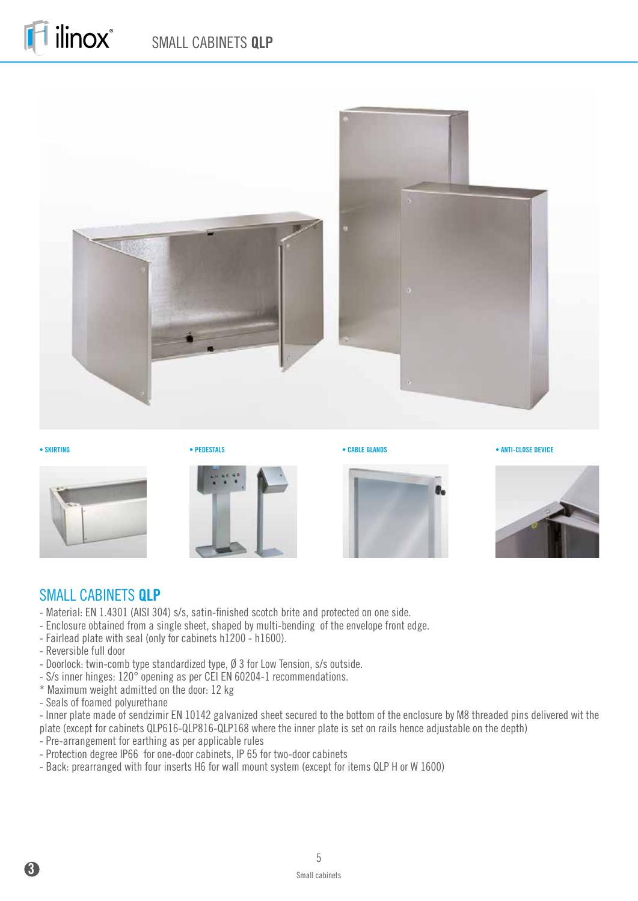• SKIRTING

• PEDESTALS

• CABLE GLANDS

• ANTI-CLOSE DEVICE

## SMALL CABINETS **QLP**

- Material: EN 1.4301 (AISI 304) s/s, satin-finished scotch brite and protected on one side.
- Enclosure obtained from a single sheet, shaped by multi-bending of the envelope front edge.
- Fairlead plate with seal (only for cabinets h1200 - h1600).
- Reversible full door
- Doorlock: twin-comb type standardized type, Ø 3 for Low Tension, s/s outside.
- S/s inner hinges: 120° opening as per CEI EN 60204-1 recommendations.

\* Maximum weight admitted on the door: 12 kg

- Seals of foamed polyurethane
- Inner plate made of sendzimir EN 10142 galvanized sheet secured to the bottom of the enclosure by M8 threaded pins delivered wit the plate (except for cabinets QLP616-QLP816-QLP168 where the inner plate is set on rails hence adjustable on the depth)
- Pre-arrangement for earthing as per applicable rules
- Protection degree IP66 for one-door cabinets, IP 65 for two-door cabinets
- Back: prearranged with four inserts H6 for wall mount system (except for items QLP H or W 1600)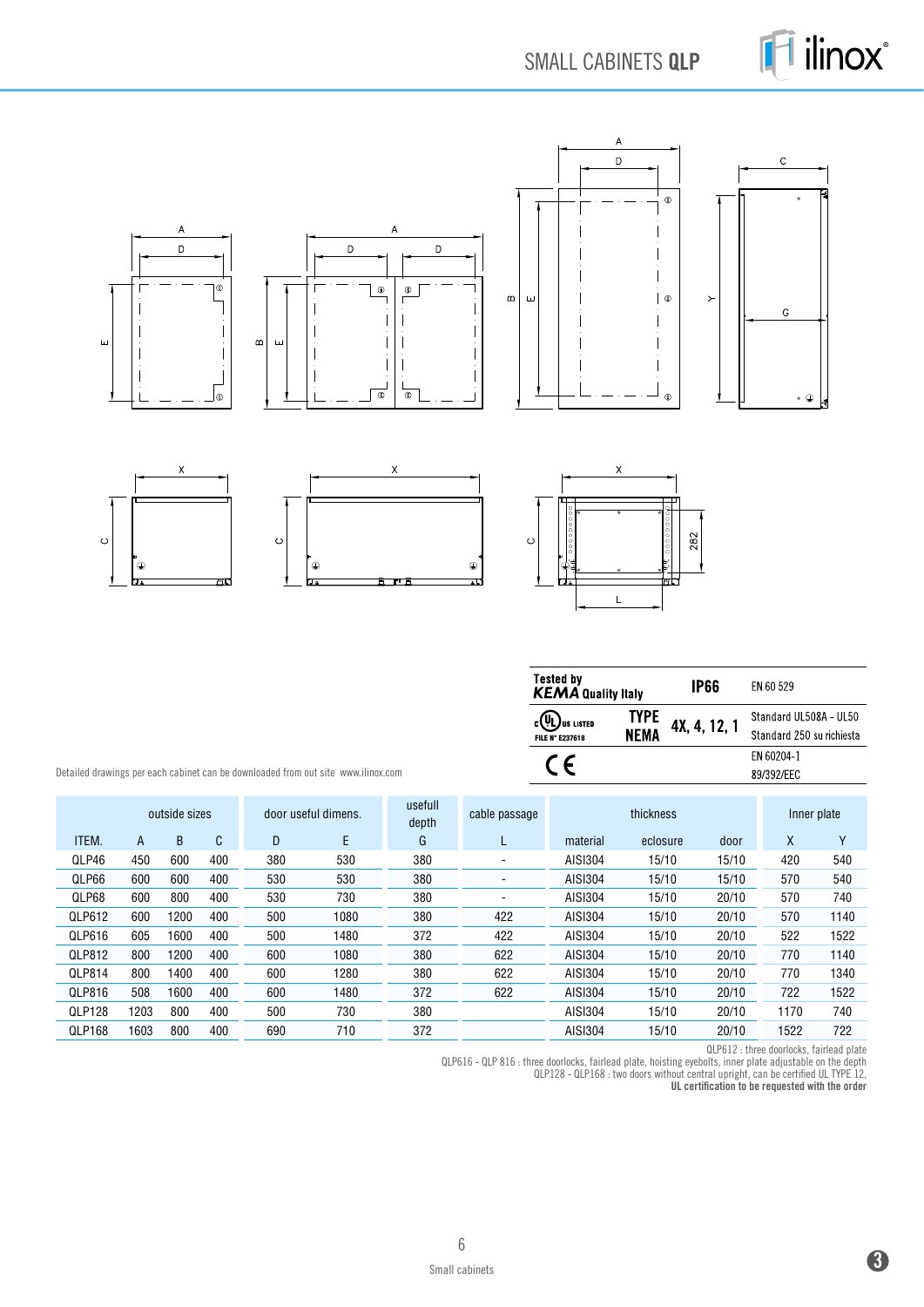# SMALL CABINETS **QLP**

| Tested by ***KEMA*** Quality Italy | IP66 | EN 60 529 |
|---|---|---|
| c UL us LISTED FILE N° E237618 — TYPE NEMA | 4X, 4, 12, 1 | Standard UL508A - UL50 Standard 250 su richiesta |
| CE | | EN 60204-1 89/392/EEC |

Detailed drawings per each cabinet can be downloaded from out site www.ilinox.com

| | outside sizes | | | door useful dimens. | | usefull depth | cable passage | thickness | | | Inner plate | |
|---|---|---|---|---|---|---|---|---|---|---|---|---|
| ITEM. | A | B | C | D | E | G | L | material | eclosure | door | X | Y |
| QLP46 | 450 | 600 | 400 | 380 | 530 | 380 | - | AISI304 | 15/10 | 15/10 | 420 | 540 |
| QLP66 | 600 | 600 | 400 | 530 | 530 | 380 | - | AISI304 | 15/10 | 15/10 | 570 | 540 |
| QLP68 | 600 | 800 | 400 | 530 | 730 | 380 | - | AISI304 | 15/10 | 20/10 | 570 | 740 |
| QLP612 | 600 | 1200 | 400 | 500 | 1080 | 380 | 422 | AISI304 | 15/10 | 20/10 | 570 | 1140 |
| QLP616 | 605 | 1600 | 400 | 500 | 1480 | 372 | 422 | AISI304 | 15/10 | 20/10 | 522 | 1522 |
| QLP812 | 800 | 1200 | 400 | 600 | 1080 | 380 | 622 | AISI304 | 15/10 | 20/10 | 770 | 1140 |
| QLP814 | 800 | 1400 | 400 | 600 | 1280 | 380 | 622 | AISI304 | 15/10 | 20/10 | 770 | 1340 |
| QLP816 | 508 | 1600 | 400 | 600 | 1480 | 372 | 622 | AISI304 | 15/10 | 20/10 | 722 | 1522 |
| QLP128 | 1203 | 800 | 400 | 500 | 730 | 380 | | AISI304 | 15/10 | 20/10 | 1170 | 740 |
| QLP168 | 1603 | 800 | 400 | 690 | 710 | 372 | | AISI304 | 15/10 | 20/10 | 1522 | 722 |

QLP612 : three doorlocks, fairlead plate
QLP616 - QLP 816 : three doorlocks, fairlead plate, hoisting eyebolts, inner plate adjustable on the depth
QLP128 - QLP168 : two doors without central upright, can be certified UL TYPE 12,
**UL certification to be requested with the order**

Small cabinets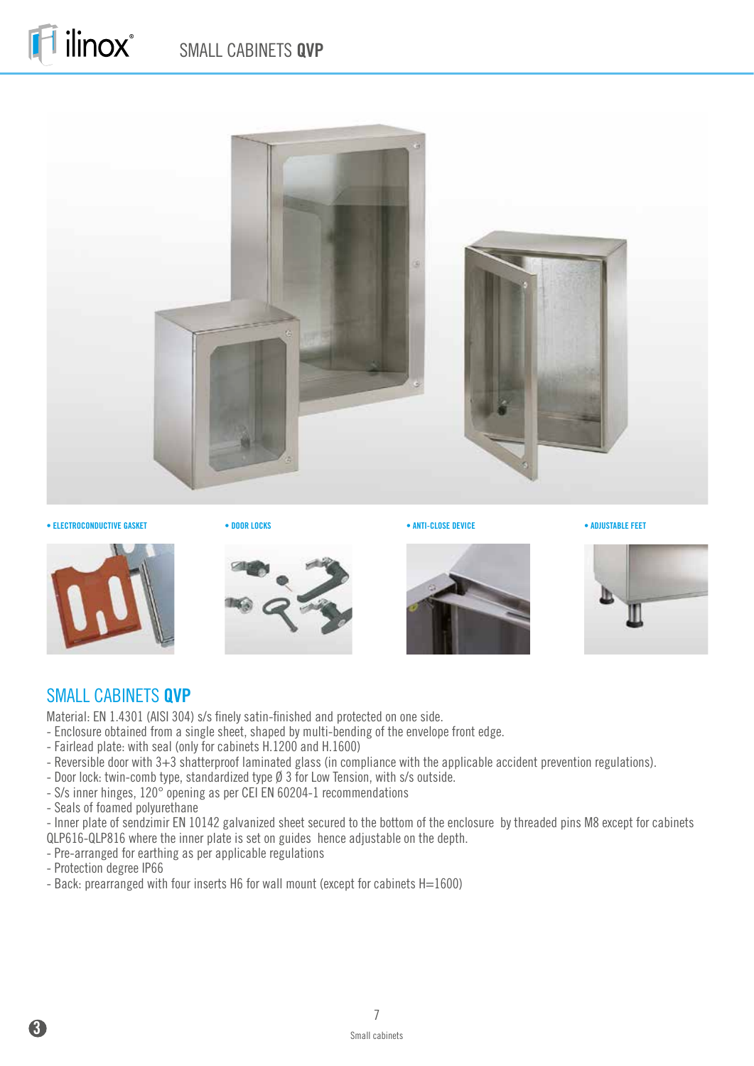• ELECTROCONDUCTIVE GASKET

• DOOR LOCKS

• ANTI-CLOSE DEVICE

• ADJUSTABLE FEET

## SMALL CABINETS **QVP**

Material: EN 1.4301 (AISI 304) s/s finely satin-finished and protected on one side.

- Enclosure obtained from a single sheet, shaped by multi-bending of the envelope front edge.
- Fairlead plate: with seal (only for cabinets H.1200 and H.1600)
- Reversible door with 3+3 shatterproof laminated glass (in compliance with the applicable accident prevention regulations).
- Door lock: twin-comb type, standardized type Ø 3 for Low Tension, with s/s outside.
- S/s inner hinges, 120° opening as per CEI EN 60204-1 recommendations
- Seals of foamed polyurethane
- Inner plate of sendzimir EN 10142 galvanized sheet secured to the bottom of the enclosure by threaded pins M8 except for cabinets QLP616-QLP816 where the inner plate is set on guides hence adjustable on the depth.
- Pre-arranged for earthing as per applicable regulations
- Protection degree IP66
- Back: prearranged with four inserts H6 for wall mount (except for cabinets H=1600)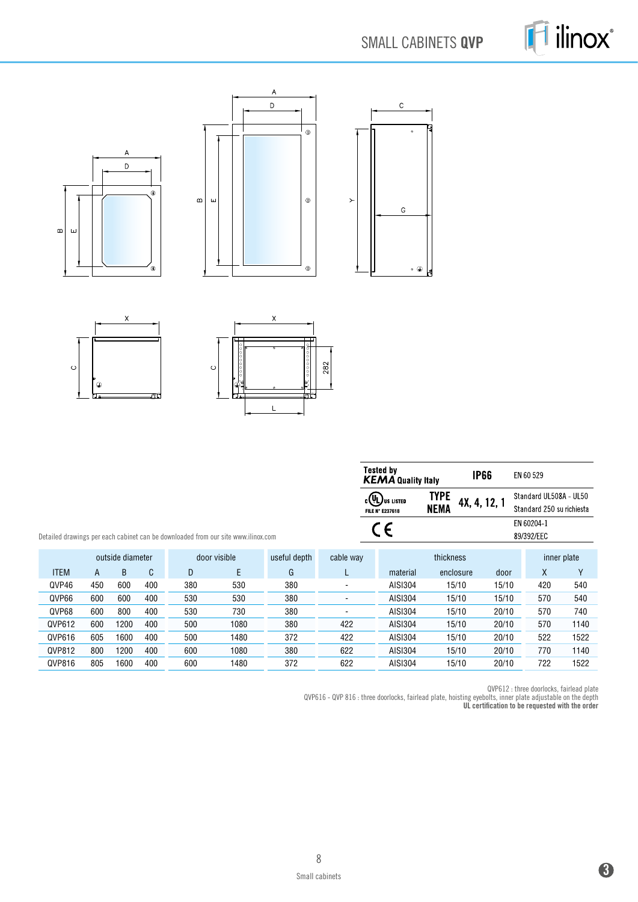# SMALL CABINETS **QVP**

| Tested by *KEMA* Quality Italy | | IP66 | EN 60 529 |
|---|---|---|---|
| cULus LISTED FILE N° E237618 | TYPE NEMA | 4X, 4, 12, 1 | Standard UL508A - UL50 Standard 250 su richiesta |
| CE | | | EN 60204-1 89/392/EEC |

Detailed drawings per each cabinet can be downloaded from our site www.ilinox.com

| | outside diameter | | | door visible | | useful depth | cable way | thickness | | | inner plate | |
|---|---|---|---|---|---|---|---|---|---|---|---|---|
| ITEM | A | B | C | D | E | G | L | material | enclosure | door | X | Y |
| QVP46 | 450 | 600 | 400 | 380 | 530 | 380 | - | AISI304 | 15/10 | 15/10 | 420 | 540 |
| QVP66 | 600 | 600 | 400 | 530 | 530 | 380 | - | AISI304 | 15/10 | 15/10 | 570 | 540 |
| QVP68 | 600 | 800 | 400 | 530 | 730 | 380 | - | AISI304 | 15/10 | 20/10 | 570 | 740 |
| QVP612 | 600 | 1200 | 400 | 500 | 1080 | 380 | 422 | AISI304 | 15/10 | 20/10 | 570 | 1140 |
| QVP616 | 605 | 1600 | 400 | 500 | 1480 | 372 | 422 | AISI304 | 15/10 | 20/10 | 522 | 1522 |
| QVP812 | 800 | 1200 | 400 | 600 | 1080 | 380 | 622 | AISI304 | 15/10 | 20/10 | 770 | 1140 |
| QVP816 | 805 | 1600 | 400 | 600 | 1480 | 372 | 622 | AISI304 | 15/10 | 20/10 | 722 | 1522 |

QVP612 : three doorlocks, fairlead plate

QVP616 - QVP 816 : three doorlocks, fairlead plate, hoisting eyebolts, inner plate adjustable on the depth

**UL certification to be requested with the order**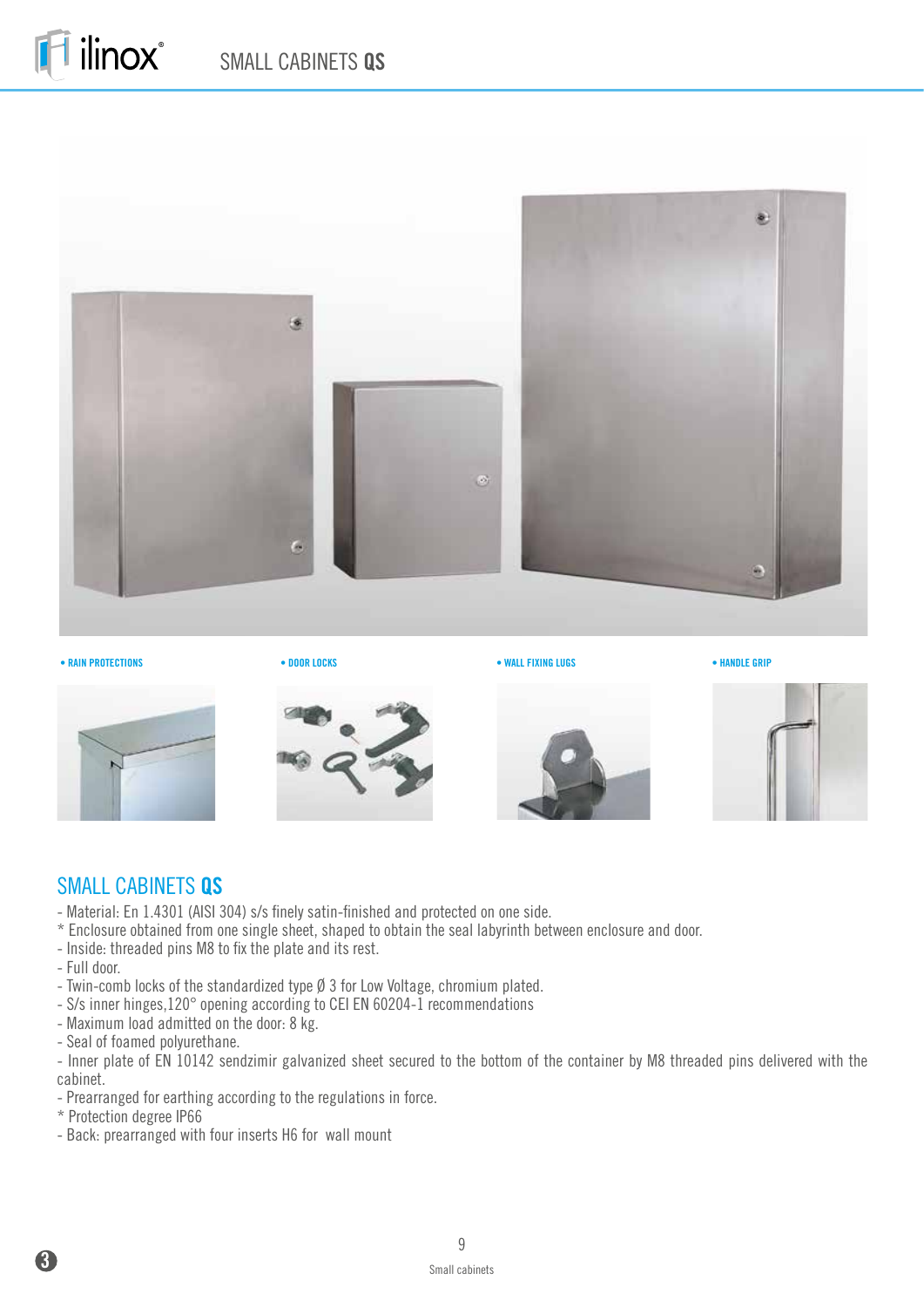• RAIN PROTECTIONS

• DOOR LOCKS

• WALL FIXING LUGS

• HANDLE GRIP

## SMALL CABINETS **QS**

- Material: En 1.4301 (AISI 304) s/s finely satin-finished and protected on one side.
* Enclosure obtained from one single sheet, shaped to obtain the seal labyrinth between enclosure and door.
- Inside: threaded pins M8 to fix the plate and its rest.
- Full door.
- Twin-comb locks of the standardized type Ø 3 for Low Voltage, chromium plated.
- S/s inner hinges,120° opening according to CEI EN 60204-1 recommendations
- Maximum load admitted on the door: 8 kg.
- Seal of foamed polyurethane.
- Inner plate of EN 10142 sendzimir galvanized sheet secured to the bottom of the container by M8 threaded pins delivered with the cabinet.
- Prearranged for earthing according to the regulations in force.
* Protection degree IP66
- Back: prearranged with four inserts H6 for wall mount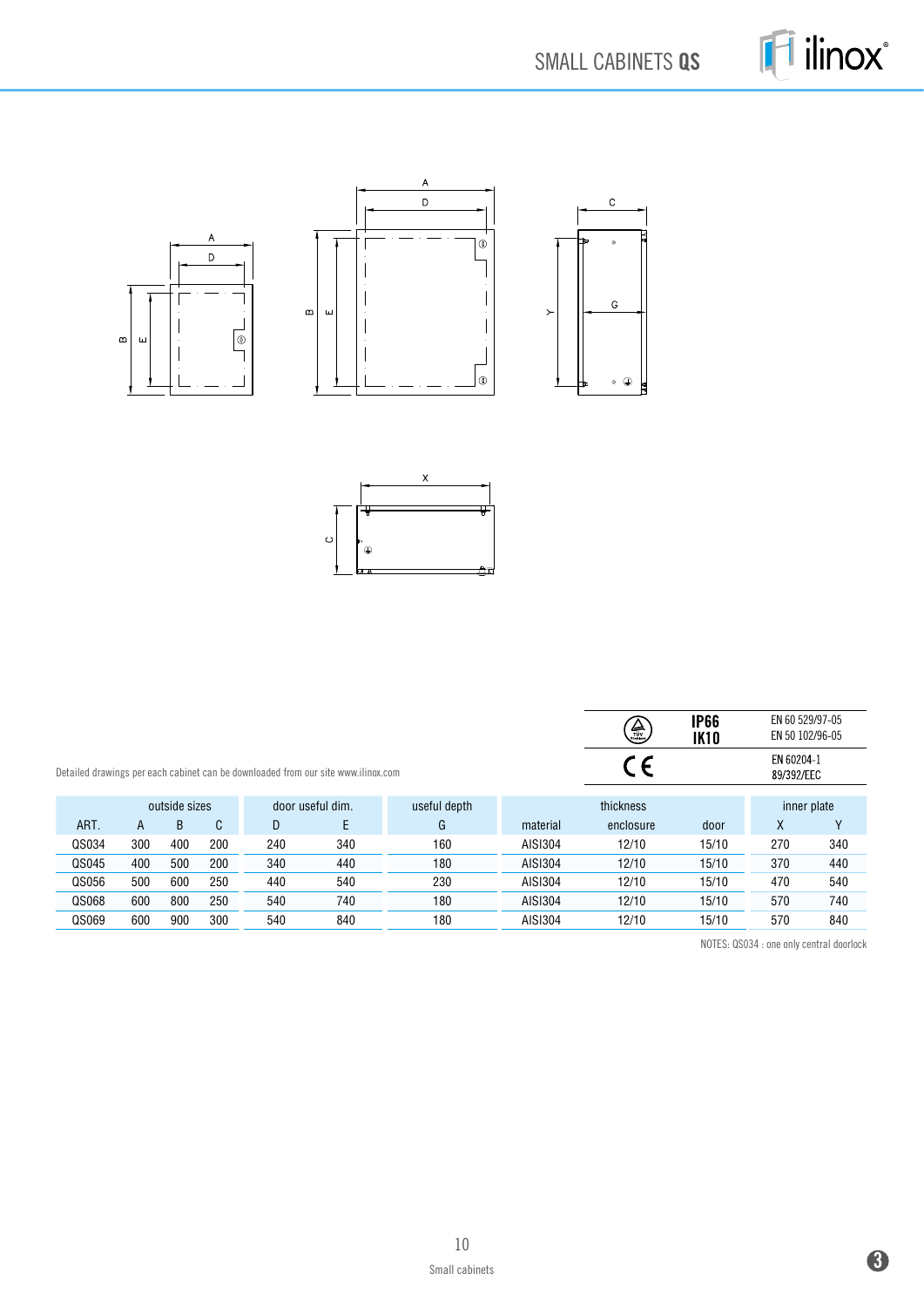# SMALL CABINETS **QS**

| | **IP66** **IK10** | EN 60 529/97-05 EN 50 102/96-05 |
|---|---|---|
| CE | | EN 60204-1 89/392/EEC |

Detailed drawings per each cabinet can be downloaded from our site www.ilinox.com

| | outside sizes | | | door useful dim. | | useful depth | | thickness | | inner plate | |
|---|---|---|---|---|---|---|---|---|---|---|---|
| ART. | A | B | C | D | E | G | material | enclosure | door | X | Y |
| QS034 | 300 | 400 | 200 | 240 | 340 | 160 | AISI304 | 12/10 | 15/10 | 270 | 340 |
| QS045 | 400 | 500 | 200 | 340 | 440 | 180 | AISI304 | 12/10 | 15/10 | 370 | 440 |
| QS056 | 500 | 600 | 250 | 440 | 540 | 230 | AISI304 | 12/10 | 15/10 | 470 | 540 |
| QS068 | 600 | 800 | 250 | 540 | 740 | 180 | AISI304 | 12/10 | 15/10 | 570 | 740 |
| QS069 | 600 | 900 | 300 | 540 | 840 | 180 | AISI304 | 12/10 | 15/10 | 570 | 840 |

NOTES: QS034 : one only central doorlock

Small cabinets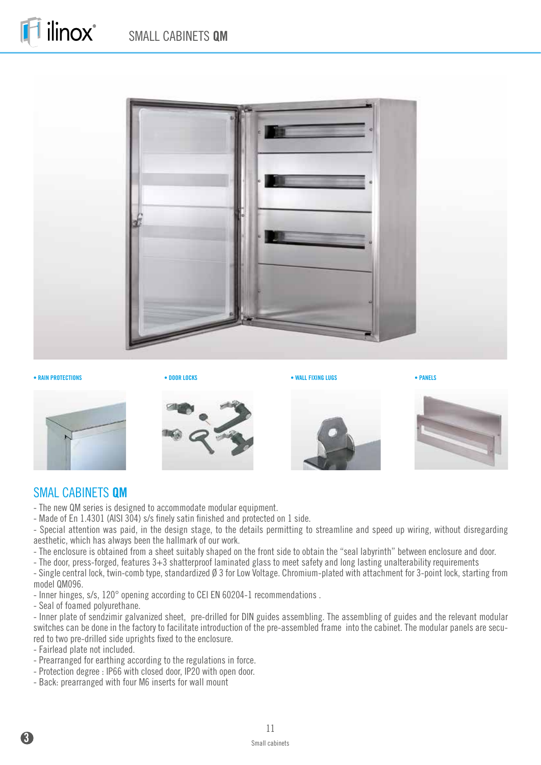• RAIN PROTECTIONS

• DOOR LOCKS

• WALL FIXING LUGS

• PANELS

## SMAL CABINETS **QM**

- The new QM series is designed to accommodate modular equipment.
- Made of En 1.4301 (AISI 304) s/s finely satin finished and protected on 1 side.
- Special attention was paid, in the design stage, to the details permitting to streamline and speed up wiring, without disregarding aesthetic, which has always been the hallmark of our work.
- The enclosure is obtained from a sheet suitably shaped on the front side to obtain the "seal labyrinth" between enclosure and door.
- The door, press-forged, features 3+3 shatterproof laminated glass to meet safety and long lasting unalterability requirements
- Single central lock, twin-comb type, standardized Ø 3 for Low Voltage. Chromium-plated with attachment for 3-point lock, starting from model QM096.
- Inner hinges, s/s, 120° opening according to CEI EN 60204-1 recommendations .
- Seal of foamed polyurethane.
- Inner plate of sendzimir galvanized sheet, pre-drilled for DIN guides assembling. The assembling of guides and the relevant modular switches can be done in the factory to facilitate introduction of the pre-assembled frame into the cabinet. The modular panels are secured to two pre-drilled side uprights fixed to the enclosure.
- Fairlead plate not included.
- Prearranged for earthing according to the regulations in force.
- Protection degree : IP66 with closed door, IP20 with open door.
- Back: prearranged with four M6 inserts for wall mount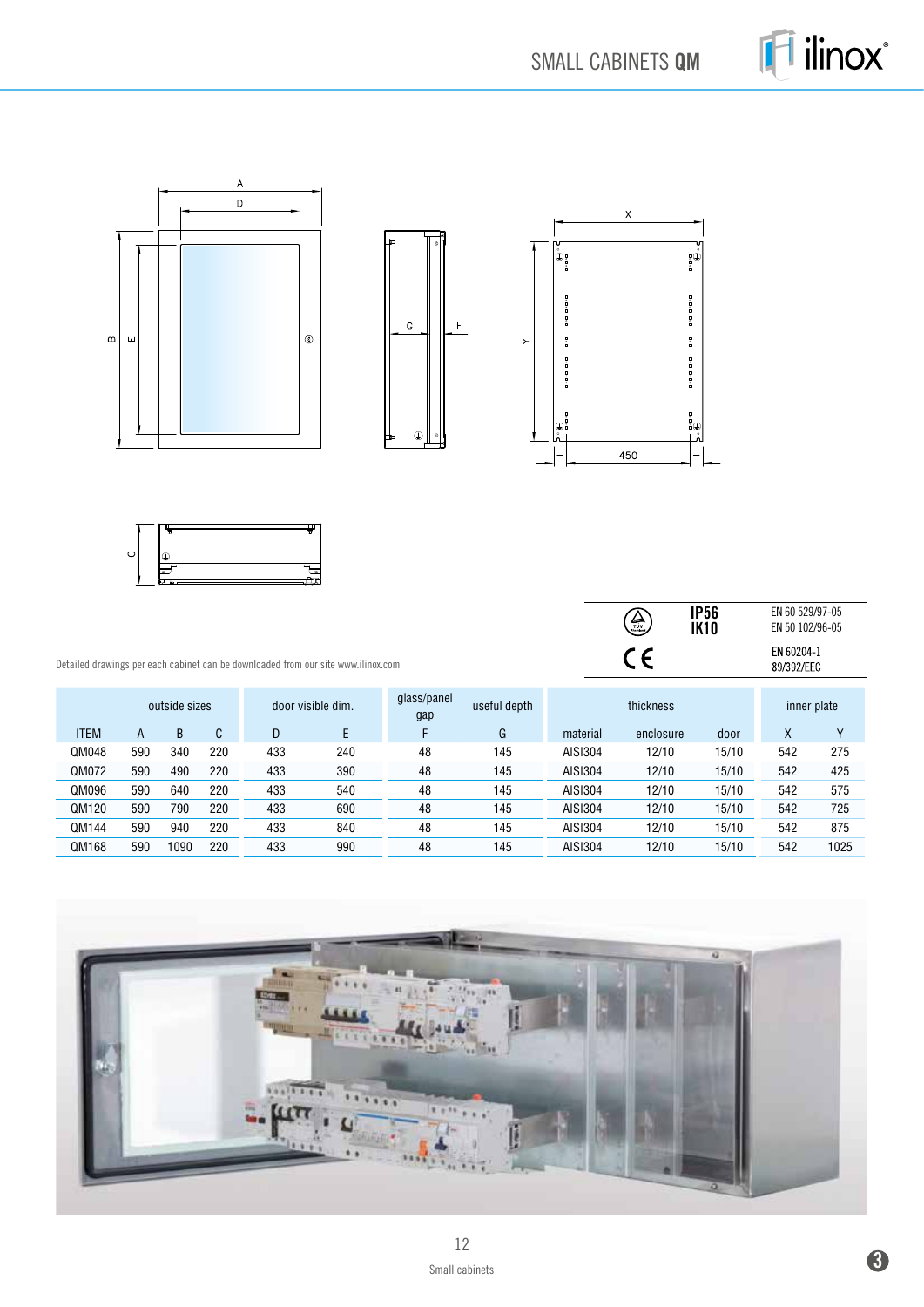# SMALL CABINETS **QM**

| | IP56 IK10 | EN 60 529/97-05 EN 50 102/96-05 |
|---|---|---|
| CE | | EN 60204-1 89/392/EEC |

Detailed drawings per each cabinet can be downloaded from our site www.ilinox.com

| | outside sizes | | | door visible dim. | | glass/panel gap | useful depth | thickness | | | inner plate | |
|---|---|---|---|---|---|---|---|---|---|---|---|---|
| ITEM | A | B | C | D | E | F | G | material | enclosure | door | X | Y |
| QM048 | 590 | 340 | 220 | 433 | 240 | 48 | 145 | AISI304 | 12/10 | 15/10 | 542 | 275 |
| QM072 | 590 | 490 | 220 | 433 | 390 | 48 | 145 | AISI304 | 12/10 | 15/10 | 542 | 425 |
| QM096 | 590 | 640 | 220 | 433 | 540 | 48 | 145 | AISI304 | 12/10 | 15/10 | 542 | 575 |
| QM120 | 590 | 790 | 220 | 433 | 690 | 48 | 145 | AISI304 | 12/10 | 15/10 | 542 | 725 |
| QM144 | 590 | 940 | 220 | 433 | 840 | 48 | 145 | AISI304 | 12/10 | 15/10 | 542 | 875 |
| QM168 | 590 | 1090 | 220 | 433 | 990 | 48 | 145 | AISI304 | 12/10 | 15/10 | 542 | 1025 |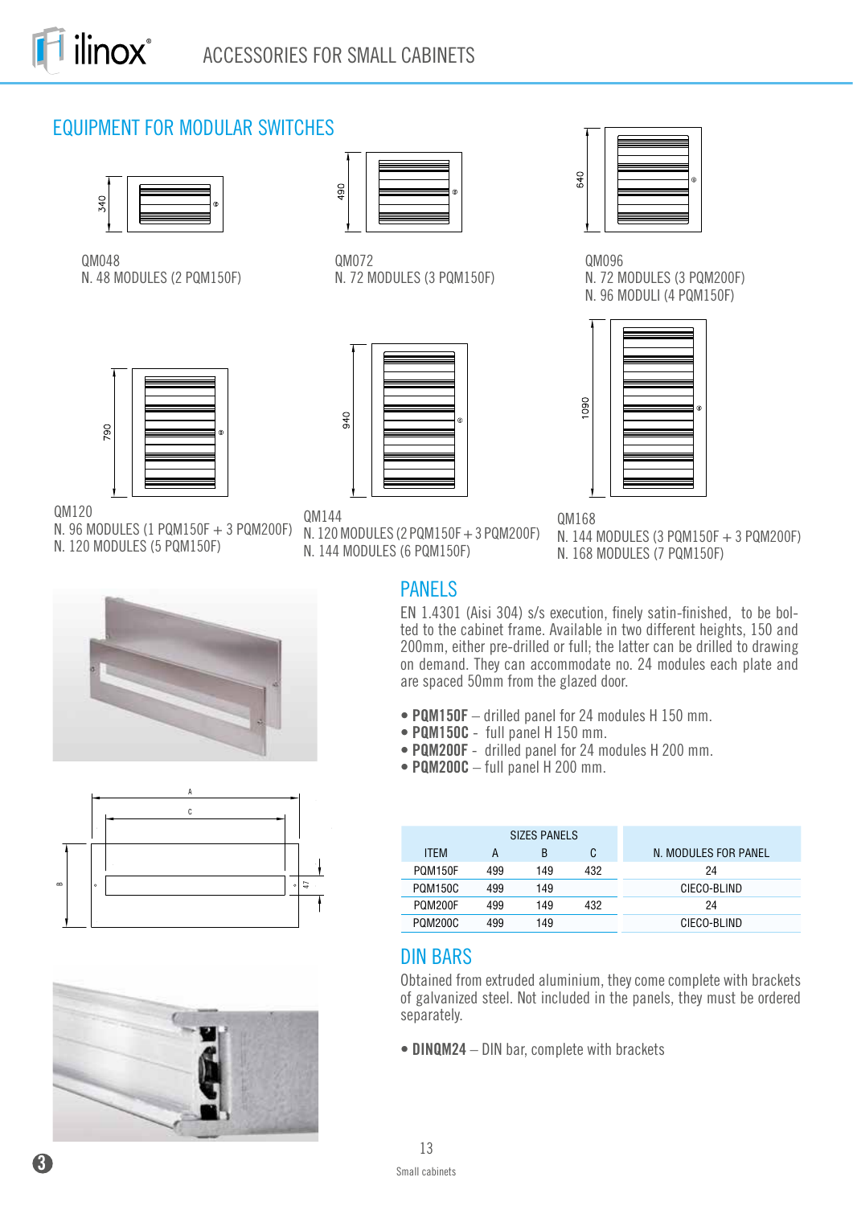## EQUIPMENT FOR MODULAR SWITCHES

QM048
N. 48 MODULES (2 PQM150F)

QM072
N. 72 MODULES (3 PQM150F)

QM096
N. 72 MODULES (3 PQM200F)
N. 96 MODULI (4 PQM150F)

QM120
N. 96 MODULES (1 PQM150F + 3 PQM200F)
N. 120 MODULES (5 PQM150F)

QM144
N. 120 MODULES (2 PQM150F + 3 PQM200F)
N. 144 MODULES (6 PQM150F)

QM168
N. 144 MODULES (3 PQM150F + 3 PQM200F)
N. 168 MODULES (7 PQM150F)

## PANELS

EN 1.4301 (Aisi 304) s/s execution, finely satin-finished, to be bolted to the cabinet frame. Available in two different heights, 150 and 200mm, either pre-drilled or full; the latter can be drilled to drawing on demand. They can accommodate no. 24 modules each plate and are spaced 50mm from the glazed door.

- **PQM150F** – drilled panel for 24 modules H 150 mm.
- **PQM150C** - full panel H 150 mm.
- **PQM200F** - drilled panel for 24 modules H 200 mm.
- **PQM200C** – full panel H 200 mm.

| ITEM | SIZES PANELS A | B | C | N. MODULES FOR PANEL |
|---|---|---|---|---|
| PQM150F | 499 | 149 | 432 | 24 |
| PQM150C | 499 | 149 | | CIECO-BLIND |
| PQM200F | 499 | 149 | 432 | 24 |
| PQM200C | 499 | 149 | | CIECO-BLIND |

## DIN BARS

Obtained from extruded aluminium, they come complete with brackets of galvanized steel. Not included in the panels, they must be ordered separately.

- **DINQM24** – DIN bar, complete with brackets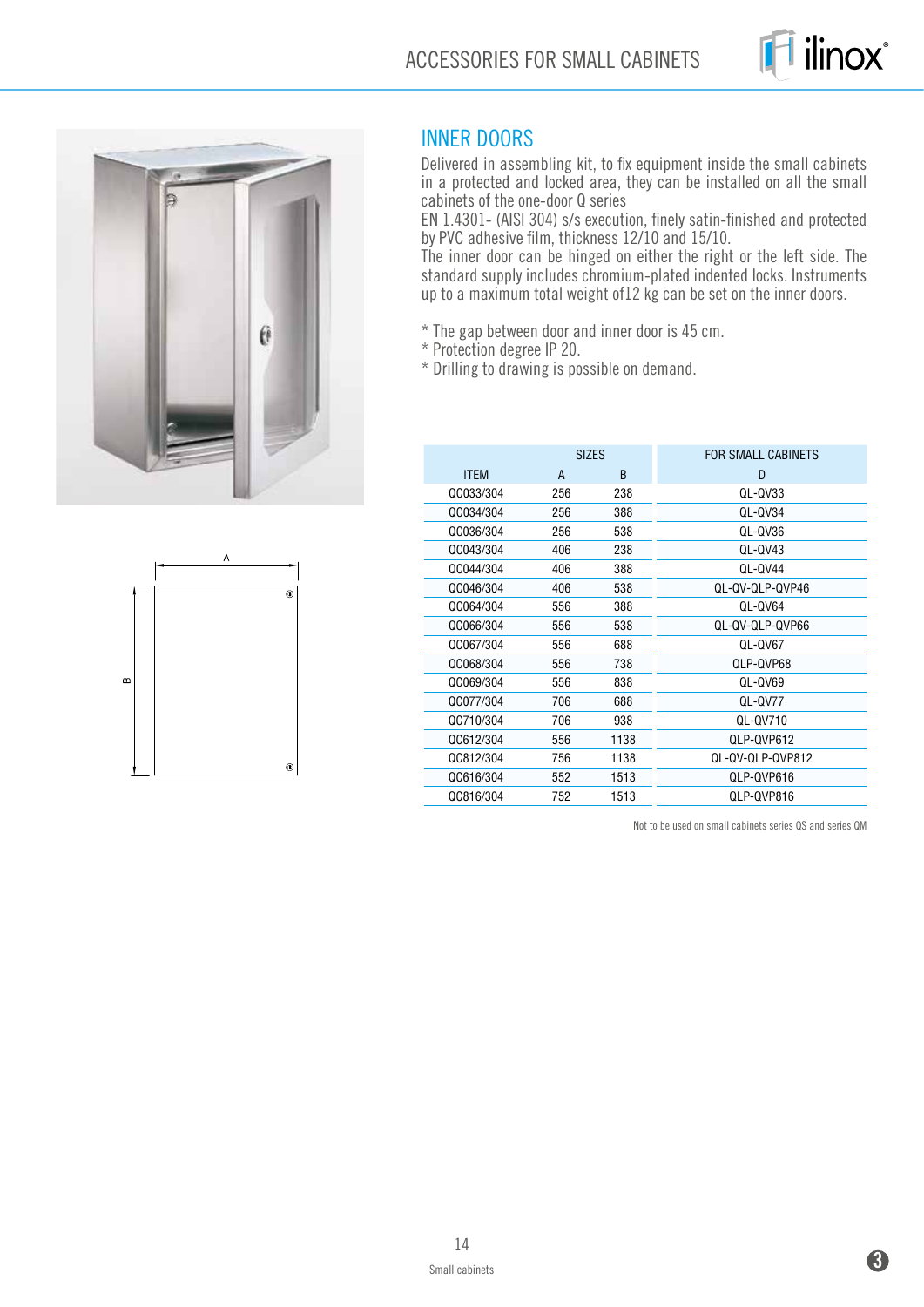## INNER DOORS

Delivered in assembling kit, to fix equipment inside the small cabinets in a protected and locked area, they can be installed on all the small cabinets of the one-door Q series

EN 1.4301- (AISI 304) s/s execution, finely satin-finished and protected by PVC adhesive film, thickness 12/10 and 15/10.

The inner door can be hinged on either the right or the left side. The standard supply includes chromium-plated indented locks. Instruments up to a maximum total weight of12 kg can be set on the inner doors.

* The gap between door and inner door is 45 cm.
* Protection degree IP 20.
* Drilling to drawing is possible on demand.

| ITEM | SIZES | | FOR SMALL CABINETS |
|---|---|---|---|
| | A | B | D |
| QC033/304 | 256 | 238 | QL-QV33 |
| QC034/304 | 256 | 388 | QL-QV34 |
| QC036/304 | 256 | 538 | QL-QV36 |
| QC043/304 | 406 | 238 | QL-QV43 |
| QC044/304 | 406 | 388 | QL-QV44 |
| QC046/304 | 406 | 538 | QL-QV-QLP-QVP46 |
| QC064/304 | 556 | 388 | QL-QV64 |
| QC066/304 | 556 | 538 | QL-QV-QLP-QVP66 |
| QC067/304 | 556 | 688 | QL-QV67 |
| QC068/304 | 556 | 738 | QLP-QVP68 |
| QC069/304 | 556 | 838 | QL-QV69 |
| QC077/304 | 706 | 688 | QL-QV77 |
| QC710/304 | 706 | 938 | QL-QV710 |
| QC612/304 | 556 | 1138 | QLP-QVP612 |
| QC812/304 | 756 | 1138 | QL-QV-QLP-QVP812 |
| QC616/304 | 552 | 1513 | QLP-QVP616 |
| QC816/304 | 752 | 1513 | QLP-QVP816 |

Not to be used on small cabinets series QS and series QM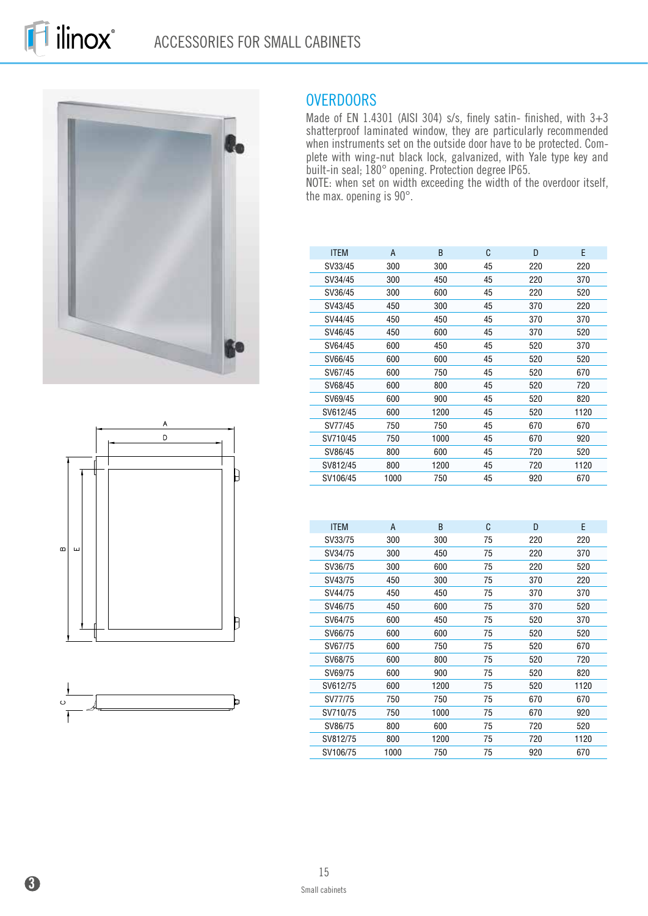# ACCESSORIES FOR SMALL CABINETS

## OVERDOORS

Made of EN 1.4301 (AISI 304) s/s, finely satin- finished, with 3+3 shatterproof laminated window, they are particularly recommended when instruments set on the outside door have to be protected. Complete with wing-nut black lock, galvanized, with Yale type key and built-in seal; 180° opening. Protection degree IP65.
NOTE: when set on width exceeding the width of the overdoor itself, the max. opening is 90°.

| ITEM | A | B | C | D | E |
|---|---|---|---|---|---|
| SV33/45 | 300 | 300 | 45 | 220 | 220 |
| SV34/45 | 300 | 450 | 45 | 220 | 370 |
| SV36/45 | 300 | 600 | 45 | 220 | 520 |
| SV43/45 | 450 | 300 | 45 | 370 | 220 |
| SV44/45 | 450 | 450 | 45 | 370 | 370 |
| SV46/45 | 450 | 600 | 45 | 370 | 520 |
| SV64/45 | 600 | 450 | 45 | 520 | 370 |
| SV66/45 | 600 | 600 | 45 | 520 | 520 |
| SV67/45 | 600 | 750 | 45 | 520 | 670 |
| SV68/45 | 600 | 800 | 45 | 520 | 720 |
| SV69/45 | 600 | 900 | 45 | 520 | 820 |
| SV612/45 | 600 | 1200 | 45 | 520 | 1120 |
| SV77/45 | 750 | 750 | 45 | 670 | 670 |
| SV710/45 | 750 | 1000 | 45 | 670 | 920 |
| SV86/45 | 800 | 600 | 45 | 720 | 520 |
| SV812/45 | 800 | 1200 | 45 | 720 | 1120 |
| SV106/45 | 1000 | 750 | 45 | 920 | 670 |

| ITEM | A | B | C | D | E |
|---|---|---|---|---|---|
| SV33/75 | 300 | 300 | 75 | 220 | 220 |
| SV34/75 | 300 | 450 | 75 | 220 | 370 |
| SV36/75 | 300 | 600 | 75 | 220 | 520 |
| SV43/75 | 450 | 300 | 75 | 370 | 220 |
| SV44/75 | 450 | 450 | 75 | 370 | 370 |
| SV46/75 | 450 | 600 | 75 | 370 | 520 |
| SV64/75 | 600 | 450 | 75 | 520 | 370 |
| SV66/75 | 600 | 600 | 75 | 520 | 520 |
| SV67/75 | 600 | 750 | 75 | 520 | 670 |
| SV68/75 | 600 | 800 | 75 | 520 | 720 |
| SV69/75 | 600 | 900 | 75 | 520 | 820 |
| SV612/75 | 600 | 1200 | 75 | 520 | 1120 |
| SV77/75 | 750 | 750 | 75 | 670 | 670 |
| SV710/75 | 750 | 1000 | 75 | 670 | 920 |
| SV86/75 | 800 | 600 | 75 | 720 | 520 |
| SV812/75 | 800 | 1200 | 75 | 720 | 1120 |
| SV106/75 | 1000 | 750 | 75 | 920 | 670 |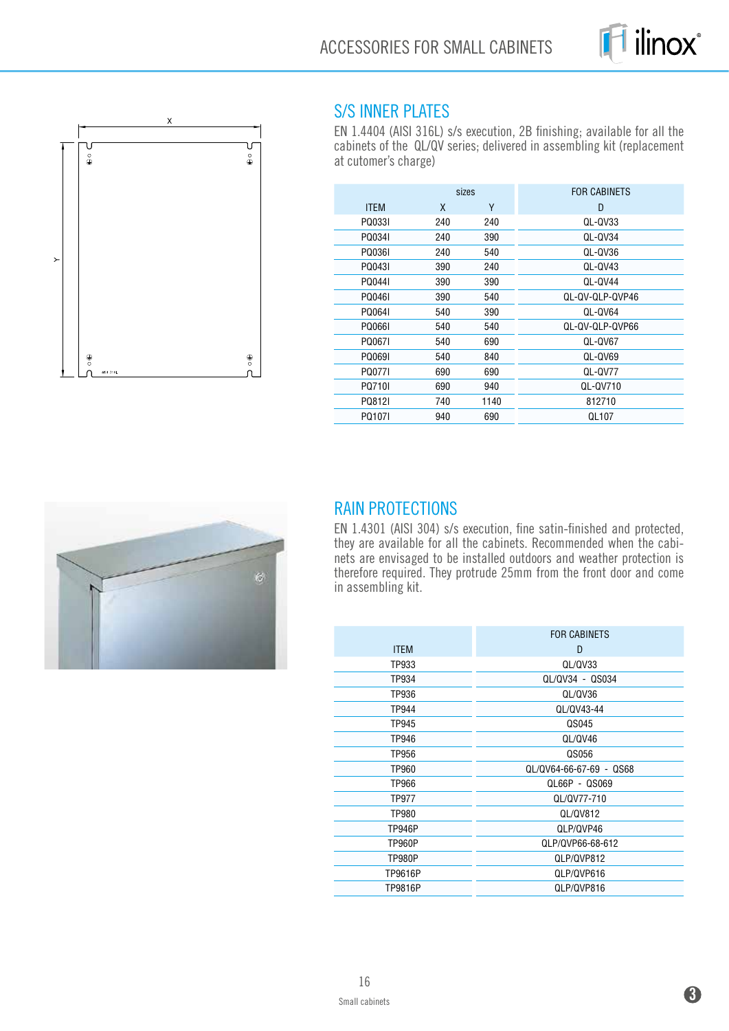## S/S INNER PLATES

EN 1.4404 (AISI 316L) s/s execution, 2B finishing; available for all the cabinets of the QL/QV series; delivered in assembling kit (replacement at cutomer's charge)

| ITEM | sizes X | sizes Y | FOR CABINETS D |
|---|---|---|---|
| PQ033I | 240 | 240 | QL-QV33 |
| PQ034I | 240 | 390 | QL-QV34 |
| PQ036I | 240 | 540 | QL-QV36 |
| PQ043I | 390 | 240 | QL-QV43 |
| PQ044I | 390 | 390 | QL-QV44 |
| PQ046I | 390 | 540 | QL-QV-QLP-QVP46 |
| PQ064I | 540 | 390 | QL-QV64 |
| PQ066I | 540 | 540 | QL-QV-QLP-QVP66 |
| PQ067I | 540 | 690 | QL-QV67 |
| PQ069I | 540 | 840 | QL-QV69 |
| PQ077I | 690 | 690 | QL-QV77 |
| PQ710I | 690 | 940 | QL-QV710 |
| PQ812I | 740 | 1140 | 812710 |
| PQ107I | 940 | 690 | QL107 |

## RAIN PROTECTIONS

EN 1.4301 (AISI 304) s/s execution, fine satin-finished and protected, they are available for all the cabinets. Recommended when the cabinets are envisaged to be installed outdoors and weather protection is therefore required. They protrude 25mm from the front door and come in assembling kit.

| ITEM | FOR CABINETS D |
|---|---|
| TP933 | QL/QV33 |
| TP934 | QL/QV34 - QS034 |
| TP936 | QL/QV36 |
| TP944 | QL/QV43-44 |
| TP945 | QS045 |
| TP946 | QL/QV46 |
| TP956 | QS056 |
| TP960 | QL/QV64-66-67-69 - QS68 |
| TP966 | QL66P - QS069 |
| TP977 | QL/QV77-710 |
| TP980 | QL/QV812 |
| TP946P | QLP/QVP46 |
| TP960P | QLP/QVP66-68-612 |
| TP980P | QLP/QVP812 |
| TP9616P | QLP/QVP616 |
| TP9816P | QLP/QVP816 |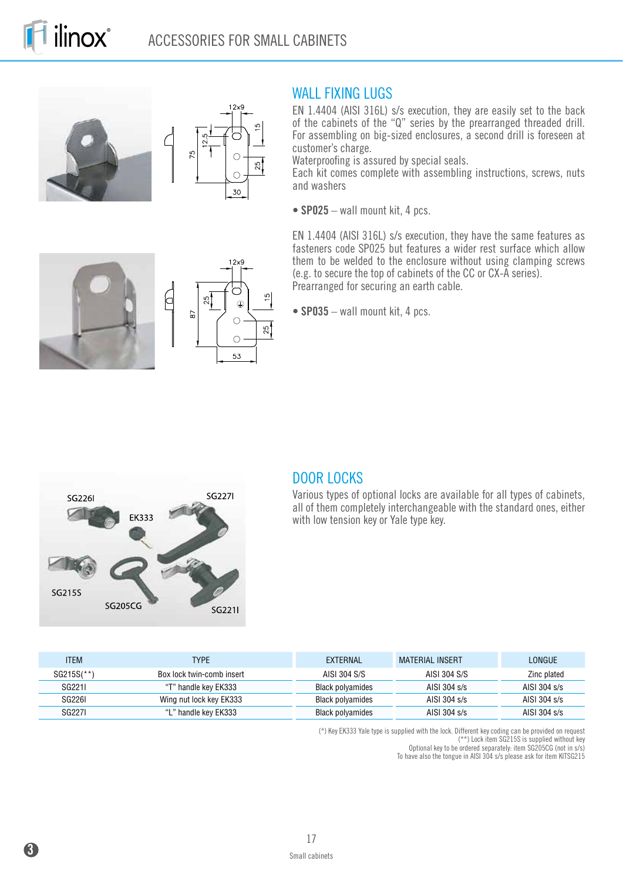## WALL FIXING LUGS

EN 1.4404 (AISI 316L) s/s execution, they are easily set to the back of the cabinets of the "Q" series by the prearranged threaded drill. For assembling on big-sized enclosures, a second drill is foreseen at customer's charge.
Waterproofing is assured by special seals.
Each kit comes complete with assembling instructions, screws, nuts and washers

- **SP025** – wall mount kit, 4 pcs.

EN 1.4404 (AISI 316L) s/s execution, they have the same features as fasteners code SP025 but features a wider rest surface which allow them to be welded to the enclosure without using clamping screws (e.g. to secure the top of cabinets of the CC or CX-A series).
Prearranged for securing an earth cable.

- **SP035** – wall mount kit, 4 pcs.

## DOOR LOCKS

Various types of optional locks are available for all types of cabinets, all of them completely interchangeable with the standard ones, either with low tension key or Yale type key.

| ITEM | TYPE | EXTERNAL | MATERIAL INSERT | LONGUE |
|---|---|---|---|---|
| SG215S(**) | Box lock twin-comb insert | AISI 304 S/S | AISI 304 S/S | Zinc plated |
| SG221I | "T" handle key EK333 | Black polyamides | AISI 304 s/s | AISI 304 s/s |
| SG226I | Wing nut lock key EK333 | Black polyamides | AISI 304 s/s | AISI 304 s/s |
| SG227I | "L" handle key EK333 | Black polyamides | AISI 304 s/s | AISI 304 s/s |

(*) Key EK333 Yale type is supplied with the lock. Different key coding can be provided on request
(**) Lock item SG215S is supplied without key
Optional key to be ordered separately: item SG205CG (not in s/s)
To have also the tongue in AISI 304 s/s please ask for item KITSG215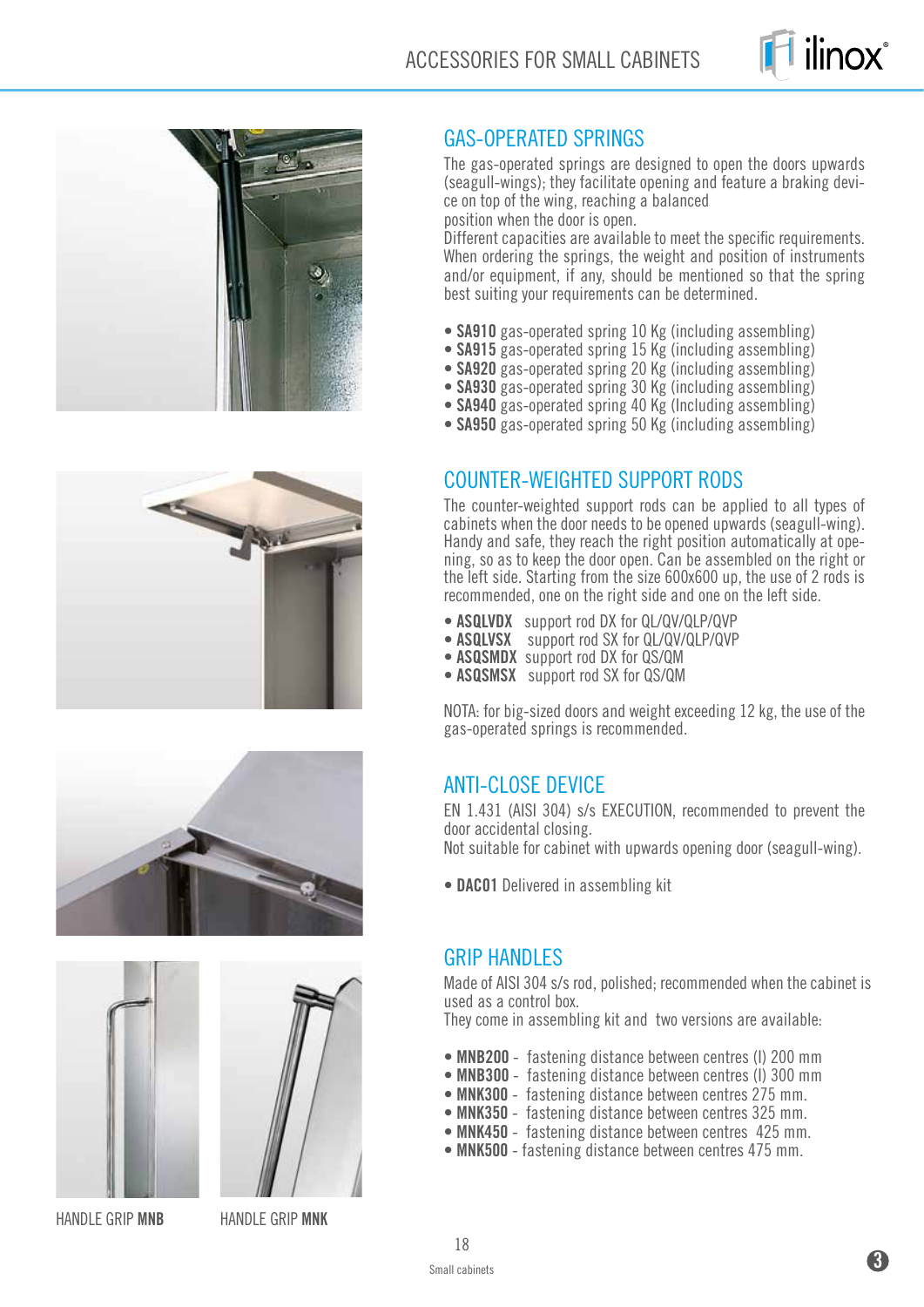## GAS-OPERATED SPRINGS

The gas-operated springs are designed to open the doors upwards (seagull-wings); they facilitate opening and feature a braking device on top of the wing, reaching a balanced
position when the door is open.
Different capacities are available to meet the specific requirements. When ordering the springs, the weight and position of instruments and/or equipment, if any, should be mentioned so that the spring best suiting your requirements can be determined.

- **SA910** gas-operated spring 10 Kg (including assembling)
- **SA915** gas-operated spring 15 Kg (including assembling)
- **SA920** gas-operated spring 20 Kg (including assembling)
- **SA930** gas-operated spring 30 Kg (including assembling)
- **SA940** gas-operated spring 40 Kg (Including assembling)
- **SA950** gas-operated spring 50 Kg (including assembling)

## COUNTER-WEIGHTED SUPPORT RODS

The counter-weighted support rods can be applied to all types of cabinets when the door needs to be opened upwards (seagull-wing). Handy and safe, they reach the right position automatically at opening, so as to keep the door open. Can be assembled on the right or the left side. Starting from the size 600x600 up, the use of 2 rods is recommended, one on the right side and one on the left side.

- **ASQLVDX** support rod DX for QL/QV/QLP/QVP
- **ASQLVSX** support rod SX for QL/QV/QLP/QVP
- **ASQSMDX** support rod DX for QS/QM
- **ASQSMSX** support rod SX for QS/QM

NOTA: for big-sized doors and weight exceeding 12 kg, the use of the gas-operated springs is recommended.

## ANTI-CLOSE DEVICE

EN 1.431 (AISI 304) s/s EXECUTION, recommended to prevent the door accidental closing.
Not suitable for cabinet with upwards opening door (seagull-wing).

- **DAC01** Delivered in assembling kit

## GRIP HANDLES

Made of AISI 304 s/s rod, polished; recommended when the cabinet is used as a control box.
They come in assembling kit and two versions are available:

- **MNB200** - fastening distance between centres (I) 200 mm
- **MNB300** - fastening distance between centres (I) 300 mm
- **MNK300** - fastening distance between centres 275 mm.
- **MNK350** - fastening distance between centres 325 mm.
- **MNK450** - fastening distance between centres 425 mm.
- **MNK500** - fastening distance between centres 475 mm.

HANDLE GRIP **MNB**

HANDLE GRIP **MNK**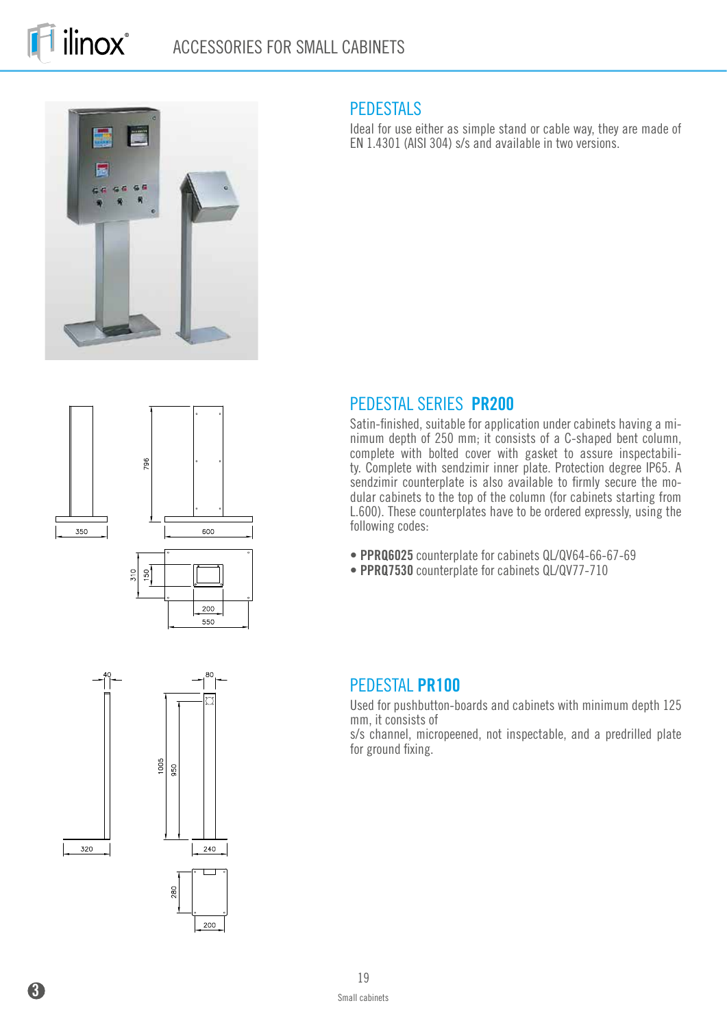## PEDESTALS

Ideal for use either as simple stand or cable way, they are made of EN 1.4301 (AISI 304) s/s and available in two versions.

## PEDESTAL SERIES **PR200**

Satin-finished, suitable for application under cabinets having a minimum depth of 250 mm; it consists of a C-shaped bent column, complete with bolted cover with gasket to assure inspectability. Complete with sendzimir inner plate. Protection degree IP65. A sendzimir counterplate is also available to firmly secure the modular cabinets to the top of the column (for cabinets starting from L.600). These counterplates have to be ordered expressly, using the following codes:

- **PPRQ6025** counterplate for cabinets QL/QV64-66-67-69
- **PPRQ7530** counterplate for cabinets QL/QV77-710

## PEDESTAL **PR100**

Used for pushbutton-boards and cabinets with minimum depth 125 mm, it consists of
s/s channel, micropeened, not inspectable, and a predrilled plate for ground fixing.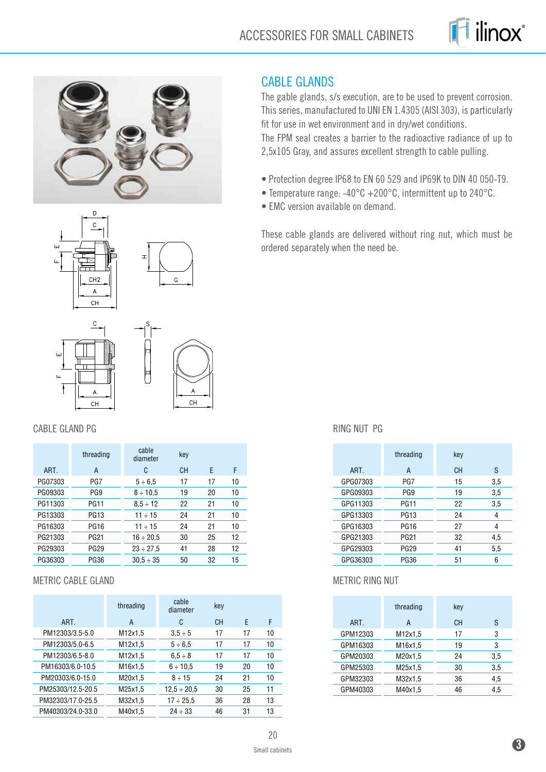# CABLE GLANDS

The gable glands, s/s execution, are to be used to prevent corrosion. This series, manufactured to UNI EN 1.4305 (AISI 303), is particularly fit for use in wet environment and in dry/wet conditions.
The FPM seal creates a barrier to the radioactive radiance of up to 2,5x105 Gray, and assures excellent strength to cable pulling.

- Protection degree IP68 to EN 60 529 and IP69K to DIN 40 050-T9.
- Temperature range: -40°C +200°C, intermittent up to 240°C.
- EMC version available on demand.

These cable glands are delivered without ring nut, which must be ordered separately when the need be.

## CABLE GLAND PG

| | threading | cable diameter | key | | |
|---|---|---|---|---|---|
| ART. | A | C | CH | E | F |
| PG07303 | PG7 | 5 ÷ 6,5 | 17 | 17 | 10 |
| PG09303 | PG9 | 8 ÷ 10,5 | 19 | 20 | 10 |
| PG11303 | PG11 | 8,5 ÷ 12 | 22 | 21 | 10 |
| PG13303 | PG13 | 11 ÷ 15 | 24 | 21 | 10 |
| PG16303 | PG16 | 11 ÷ 15 | 24 | 21 | 10 |
| PG21303 | PG21 | 16 ÷ 20,5 | 30 | 25 | 12 |
| PG29303 | PG29 | 23 ÷ 27,5 | 41 | 28 | 12 |
| PG36303 | PG36 | 30,5 ÷ 35 | 50 | 32 | 15 |

## RING NUT PG

| | threading | key | |
|---|---|---|---|
| ART. | A | CH | S |
| GPG07303 | PG7 | 15 | 3,5 |
| GPG09303 | PG9 | 19 | 3,5 |
| GPG11303 | PG11 | 22 | 3,5 |
| GPG13303 | PG13 | 24 | 4 |
| GPG16303 | PG16 | 27 | 4 |
| GPG21303 | PG21 | 32 | 4,5 |
| GPG29303 | PG29 | 41 | 5,5 |
| GPG36303 | PG36 | 51 | 6 |

## METRIC CABLE GLAND

| | threading | cable diameter | key | | |
|---|---|---|---|---|---|
| ART. | A | C | CH | E | F |
| PM12303/3.5-5.0 | M12x1,5 | 3,5 ÷ 5 | 17 | 17 | 10 |
| PM12303/5.0-6.5 | M12x1,5 | 5 ÷ 6,5 | 17 | 17 | 10 |
| PM12303/6.5-8.0 | M12x1,5 | 6,5 ÷ 8 | 17 | 17 | 10 |
| PM16303/6.0-10.5 | M16x1,5 | 6 ÷ 10,5 | 19 | 20 | 10 |
| PM20303/6.0-15.0 | M20x1,5 | 8 ÷ 15 | 24 | 21 | 10 |
| PM25303/12.5-20.5 | M25x1,5 | 12,5 ÷ 20,5 | 30 | 25 | 11 |
| PM32303/17.0-25.5 | M32x1,5 | 17 ÷ 25,5 | 36 | 28 | 13 |
| PM40303/24.0-33.0 | M40x1,5 | 24 ÷ 33 | 46 | 31 | 13 |

## METRIC RING NUT

| | threading | key | |
|---|---|---|---|
| ART. | A | CH | S |
| GPM12303 | M12x1,5 | 17 | 3 |
| GPM16303 | M16x1,5 | 19 | 3 |
| GPM20303 | M20x1,5 | 24 | 3,5 |
| GPM25303 | M25x1,5 | 30 | 3,5 |
| GPM32303 | M32x1,5 | 36 | 4,5 |
| GPM40303 | M40x1,5 | 46 | 4,5 |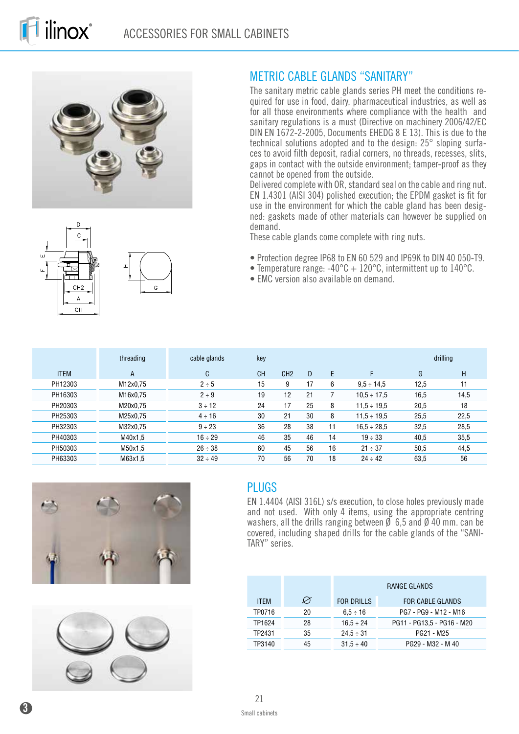# ACCESSORIES FOR SMALL CABINETS

## METRIC CABLE GLANDS "SANITARY"

The sanitary metric cable glands series PH meet the conditions required for use in food, dairy, pharmaceutical industries, as well as for all those environments where compliance with the health and sanitary regulations is a must (Directive on machinery 2006/42/EC DIN EN 1672-2-2005, Documents EHEDG 8 E 13). This is due to the technical solutions adopted and to the design: 25° sloping surfaces to avoid filth deposit, radial corners, no threads, recesses, slits, gaps in contact with the outside environment; tamper-proof as they cannot be opened from the outside.
Delivered complete with OR, standard seal on the cable and ring nut. EN 1.4301 (AISI 304) polished execution; the EPDM gasket is fit for use in the environment for which the cable gland has been designed: gaskets made of other materials can however be supplied on demand.
These cable glands come complete with ring nuts.

- Protection degree IP68 to EN 60 529 and IP69K to DIN 40 050-T9.
- Temperature range: -40°C + 120°C, intermittent up to 140°C.
- EMC version also available on demand.

| | threading | cable glands | key | | | | | drilling | |
|---|---|---|---|---|---|---|---|---|---|
| ITEM | A | C | CH | CH2 | D | E | F | G | H |
| PH12303 | M12x0,75 | 2 ÷ 5 | 15 | 9 | 17 | 6 | 9,5 ÷ 14,5 | 12,5 | 11 |
| PH16303 | M16x0,75 | 2 ÷ 9 | 19 | 12 | 21 | 7 | 10,5 ÷ 17,5 | 16,5 | 14,5 |
| PH20303 | M20x0,75 | 3 ÷ 12 | 24 | 17 | 25 | 8 | 11,5 ÷ 19,5 | 20,5 | 18 |
| PH25303 | M25x0,75 | 4 ÷ 16 | 30 | 21 | 30 | 8 | 11,5 ÷ 19,5 | 25,5 | 22,5 |
| PH32303 | M32x0,75 | 9 ÷ 23 | 36 | 28 | 38 | 11 | 16,5 ÷ 28,5 | 32,5 | 28,5 |
| PH40303 | M40x1,5 | 16 ÷ 29 | 46 | 35 | 46 | 14 | 19 ÷ 33 | 40,5 | 35,5 |
| PH50303 | M50x1,5 | 26 ÷ 38 | 60 | 45 | 56 | 16 | 21 ÷ 37 | 50,5 | 44,5 |
| PH63303 | M63x1,5 | 32 ÷ 49 | 70 | 56 | 70 | 18 | 24 ÷ 42 | 63,5 | 56 |

## PLUGS

EN 1.4404 (AISI 316L) s/s execution, to close holes previously made and not used. With only 4 items, using the appropriate centring washers, all the drills ranging between Ø 6,5 and Ø 40 mm. can be covered, including shaped drills for the cable glands of the "SANITARY" series.

| | | RANGE GLANDS | |
|---|---|---|---|
| ITEM | Ø | FOR DRILLS | FOR CABLE GLANDS |
| TP0716 | 20 | 6,5 ÷ 16 | PG7 - PG9 - M12 - M16 |
| TP1624 | 28 | 16,5 ÷ 24 | PG11 - PG13,5 - PG16 - M20 |
| TP2431 | 35 | 24,5 ÷ 31 | PG21 - M25 |
| TP3140 | 45 | 31,5 ÷ 40 | PG29 - M32 - M 40 |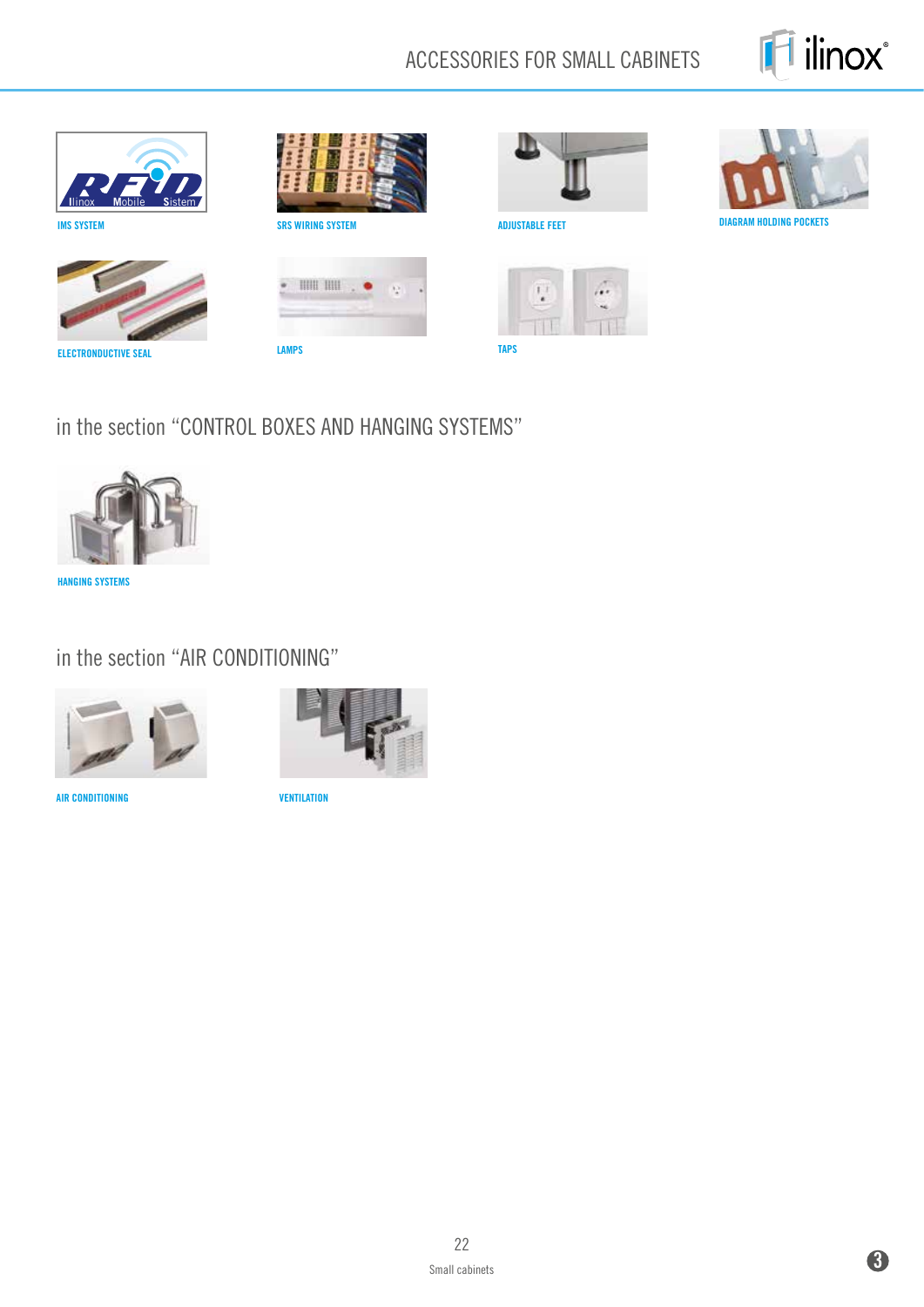IMS SYSTEM

SRS WIRING SYSTEM

ADJUSTABLE FEET

DIAGRAM HOLDING POCKETS

ELECTRONDUCTIVE SEAL

LAMPS

TAPS

## in the section “CONTROL BOXES AND HANGING SYSTEMS”

HANGING SYSTEMS

## in the section “AIR CONDITIONING”

AIR CONDITIONING

VENTILATION